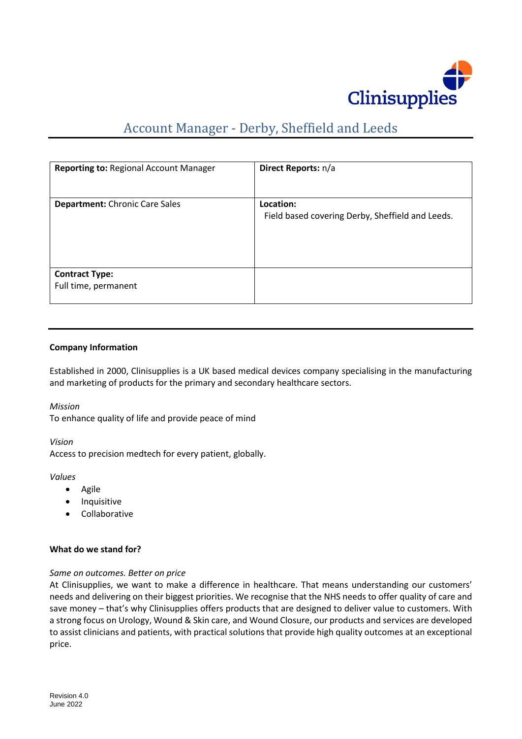# Account Manager - Derby, Sheffield and Leeds

| | |
|---|---|
| **Reporting to:** Regional Account Manager | **Direct Reports:** n/a |
| **Department:** Chronic Care Sales | **Location:** Field based covering Derby, Sheffield and Leeds. |
| **Contract Type:** Full time, permanent | |

**Company Information**

Established in 2000, Clinisupplies is a UK based medical devices company specialising in the manufacturing and marketing of products for the primary and secondary healthcare sectors.

*Mission*
To enhance quality of life and provide peace of mind

*Vision*
Access to precision medtech for every patient, globally.

*Values*

- Agile
- Inquisitive
- Collaborative

**What do we stand for?**

*Same on outcomes. Better on price*
At Clinisupplies, we want to make a difference in healthcare. That means understanding our customers' needs and delivering on their biggest priorities. We recognise that the NHS needs to offer quality of care and save money – that's why Clinisupplies offers products that are designed to deliver value to customers. With a strong focus on Urology, Wound & Skin care, and Wound Closure, our products and services are developed to assist clinicians and patients, with practical solutions that provide high quality outcomes at an exceptional price.

Revision 4.0
June 2022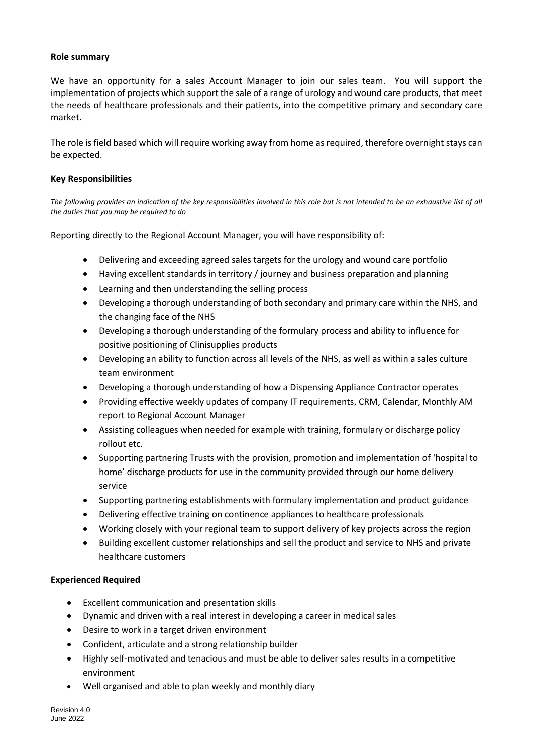**Role summary**

We have an opportunity for a sales Account Manager to join our sales team. You will support the implementation of projects which support the sale of a range of urology and wound care products, that meet the needs of healthcare professionals and their patients, into the competitive primary and secondary care market.

The role is field based which will require working away from home as required, therefore overnight stays can be expected.

**Key Responsibilities**

*The following provides an indication of the key responsibilities involved in this role but is not intended to be an exhaustive list of all the duties that you may be required to do*

Reporting directly to the Regional Account Manager, you will have responsibility of:

- Delivering and exceeding agreed sales targets for the urology and wound care portfolio
- Having excellent standards in territory / journey and business preparation and planning
- Learning and then understanding the selling process
- Developing a thorough understanding of both secondary and primary care within the NHS, and the changing face of the NHS
- Developing a thorough understanding of the formulary process and ability to influence for positive positioning of Clinisupplies products
- Developing an ability to function across all levels of the NHS, as well as within a sales culture team environment
- Developing a thorough understanding of how a Dispensing Appliance Contractor operates
- Providing effective weekly updates of company IT requirements, CRM, Calendar, Monthly AM report to Regional Account Manager
- Assisting colleagues when needed for example with training, formulary or discharge policy rollout etc.
- Supporting partnering Trusts with the provision, promotion and implementation of 'hospital to home' discharge products for use in the community provided through our home delivery service
- Supporting partnering establishments with formulary implementation and product guidance
- Delivering effective training on continence appliances to healthcare professionals
- Working closely with your regional team to support delivery of key projects across the region
- Building excellent customer relationships and sell the product and service to NHS and private healthcare customers

**Experienced Required**

- Excellent communication and presentation skills
- Dynamic and driven with a real interest in developing a career in medical sales
- Desire to work in a target driven environment
- Confident, articulate and a strong relationship builder
- Highly self-motivated and tenacious and must be able to deliver sales results in a competitive environment
- Well organised and able to plan weekly and monthly diary

Revision 4.0
June 2022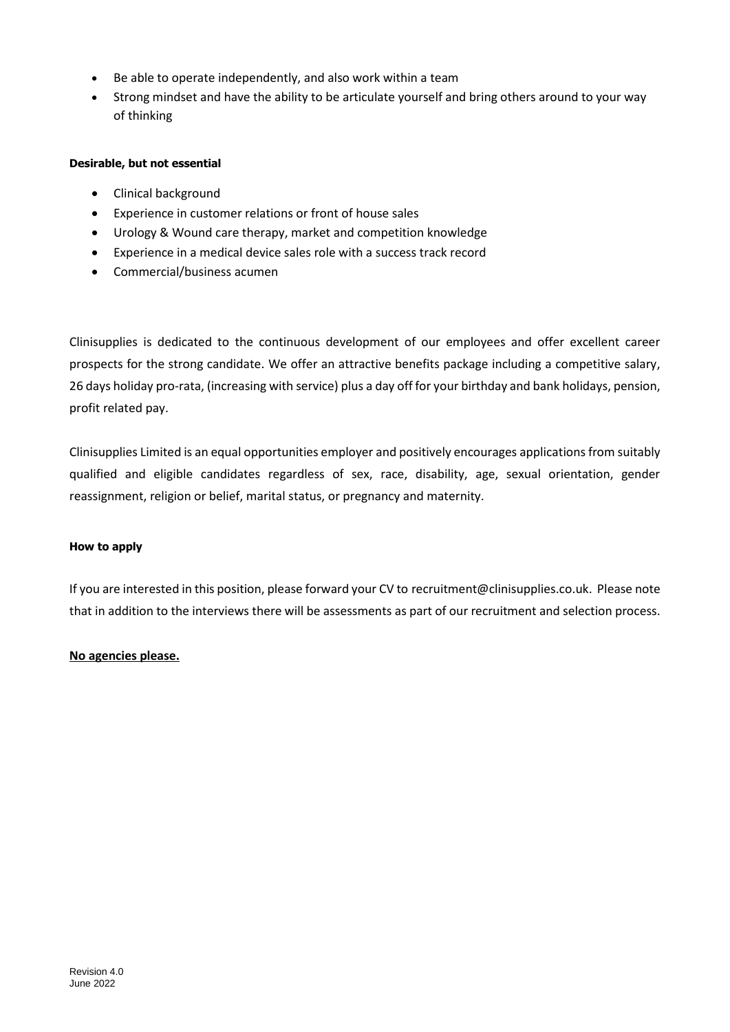- Be able to operate independently, and also work within a team
- Strong mindset and have the ability to be articulate yourself and bring others around to your way of thinking

**Desirable, but not essential**

- Clinical background
- Experience in customer relations or front of house sales
- Urology & Wound care therapy, market and competition knowledge
- Experience in a medical device sales role with a success track record
- Commercial/business acumen

Clinisupplies is dedicated to the continuous development of our employees and offer excellent career prospects for the strong candidate. We offer an attractive benefits package including a competitive salary, 26 days holiday pro-rata, (increasing with service) plus a day off for your birthday and bank holidays, pension, profit related pay.

Clinisupplies Limited is an equal opportunities employer and positively encourages applications from suitably qualified and eligible candidates regardless of sex, race, disability, age, sexual orientation, gender reassignment, religion or belief, marital status, or pregnancy and maternity.

**How to apply**

If you are interested in this position, please forward your CV to recruitment@clinisupplies.co.uk. Please note that in addition to the interviews there will be assessments as part of our recruitment and selection process.

**No agencies please.**

Revision 4.0
June 2022